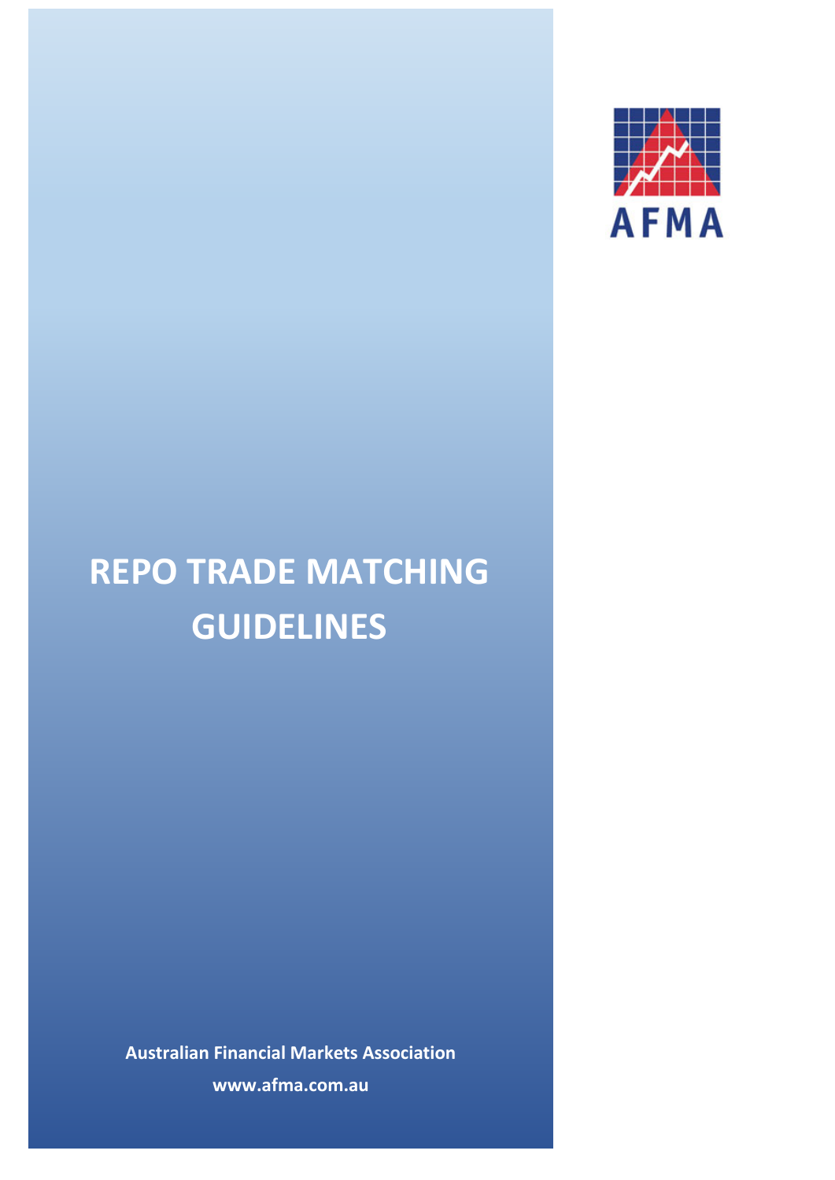AFMA

# REPO TRADE MATCHING GUIDELINES

**Australian Financial Markets Association**

**www.afma.com.au**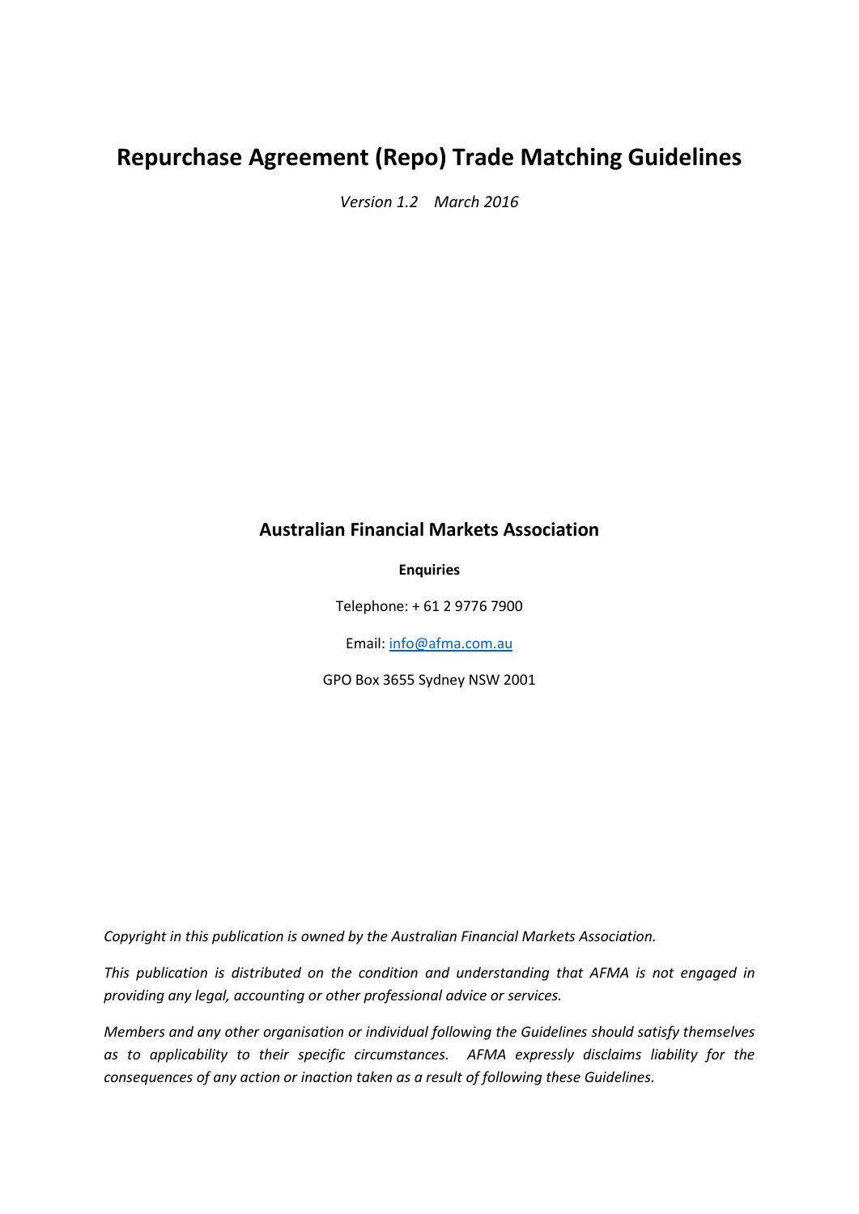# Repurchase Agreement (Repo) Trade Matching Guidelines

*Version 1.2 March 2016*

**Australian Financial Markets Association**

**Enquiries**

Telephone: + 61 2 9776 7900

Email: info@afma.com.au

GPO Box 3655 Sydney NSW 2001

*Copyright in this publication is owned by the Australian Financial Markets Association.*

*This publication is distributed on the condition and understanding that AFMA is not engaged in providing any legal, accounting or other professional advice or services.*

*Members and any other organisation or individual following the Guidelines should satisfy themselves as to applicability to their specific circumstances. AFMA expressly disclaims liability for the consequences of any action or inaction taken as a result of following these Guidelines.*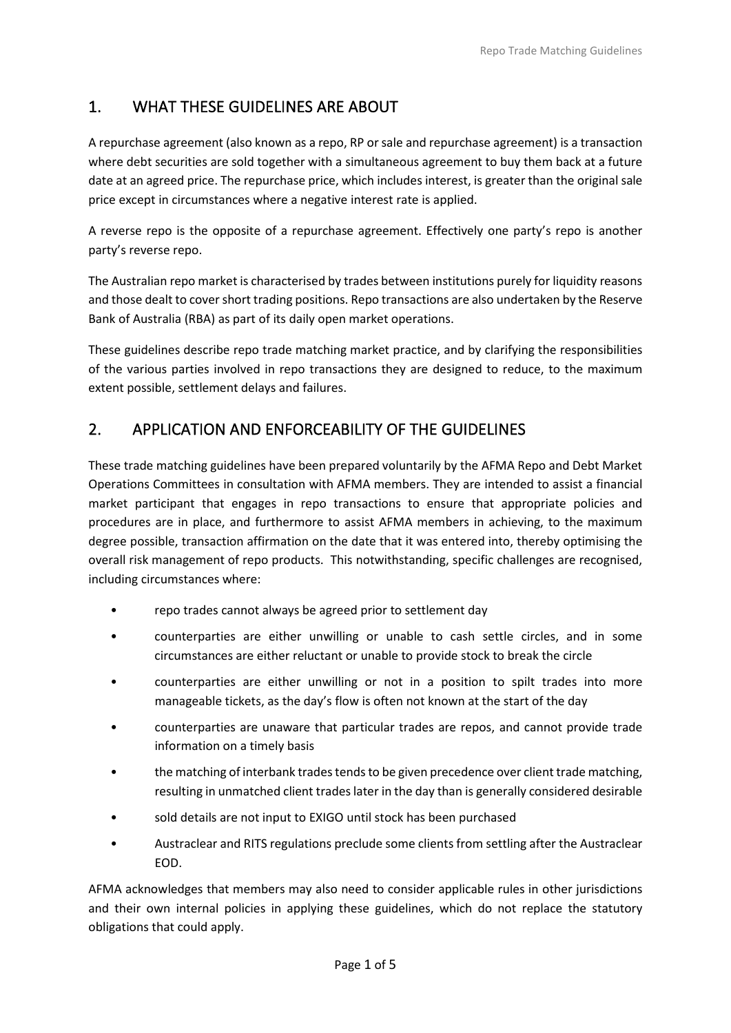## 1. WHAT THESE GUIDELINES ARE ABOUT

A repurchase agreement (also known as a repo, RP or sale and repurchase agreement) is a transaction where debt securities are sold together with a simultaneous agreement to buy them back at a future date at an agreed price. The repurchase price, which includes interest, is greater than the original sale price except in circumstances where a negative interest rate is applied.

A reverse repo is the opposite of a repurchase agreement. Effectively one party's repo is another party's reverse repo.

The Australian repo market is characterised by trades between institutions purely for liquidity reasons and those dealt to cover short trading positions. Repo transactions are also undertaken by the Reserve Bank of Australia (RBA) as part of its daily open market operations.

These guidelines describe repo trade matching market practice, and by clarifying the responsibilities of the various parties involved in repo transactions they are designed to reduce, to the maximum extent possible, settlement delays and failures.

## 2. APPLICATION AND ENFORCEABILITY OF THE GUIDELINES

These trade matching guidelines have been prepared voluntarily by the AFMA Repo and Debt Market Operations Committees in consultation with AFMA members. They are intended to assist a financial market participant that engages in repo transactions to ensure that appropriate policies and procedures are in place, and furthermore to assist AFMA members in achieving, to the maximum degree possible, transaction affirmation on the date that it was entered into, thereby optimising the overall risk management of repo products. This notwithstanding, specific challenges are recognised, including circumstances where:

- repo trades cannot always be agreed prior to settlement day
- counterparties are either unwilling or unable to cash settle circles, and in some circumstances are either reluctant or unable to provide stock to break the circle
- counterparties are either unwilling or not in a position to spilt trades into more manageable tickets, as the day's flow is often not known at the start of the day
- counterparties are unaware that particular trades are repos, and cannot provide trade information on a timely basis
- the matching of interbank trades tends to be given precedence over client trade matching, resulting in unmatched client trades later in the day than is generally considered desirable
- sold details are not input to EXIGO until stock has been purchased
- Austraclear and RITS regulations preclude some clients from settling after the Austraclear EOD.

AFMA acknowledges that members may also need to consider applicable rules in other jurisdictions and their own internal policies in applying these guidelines, which do not replace the statutory obligations that could apply.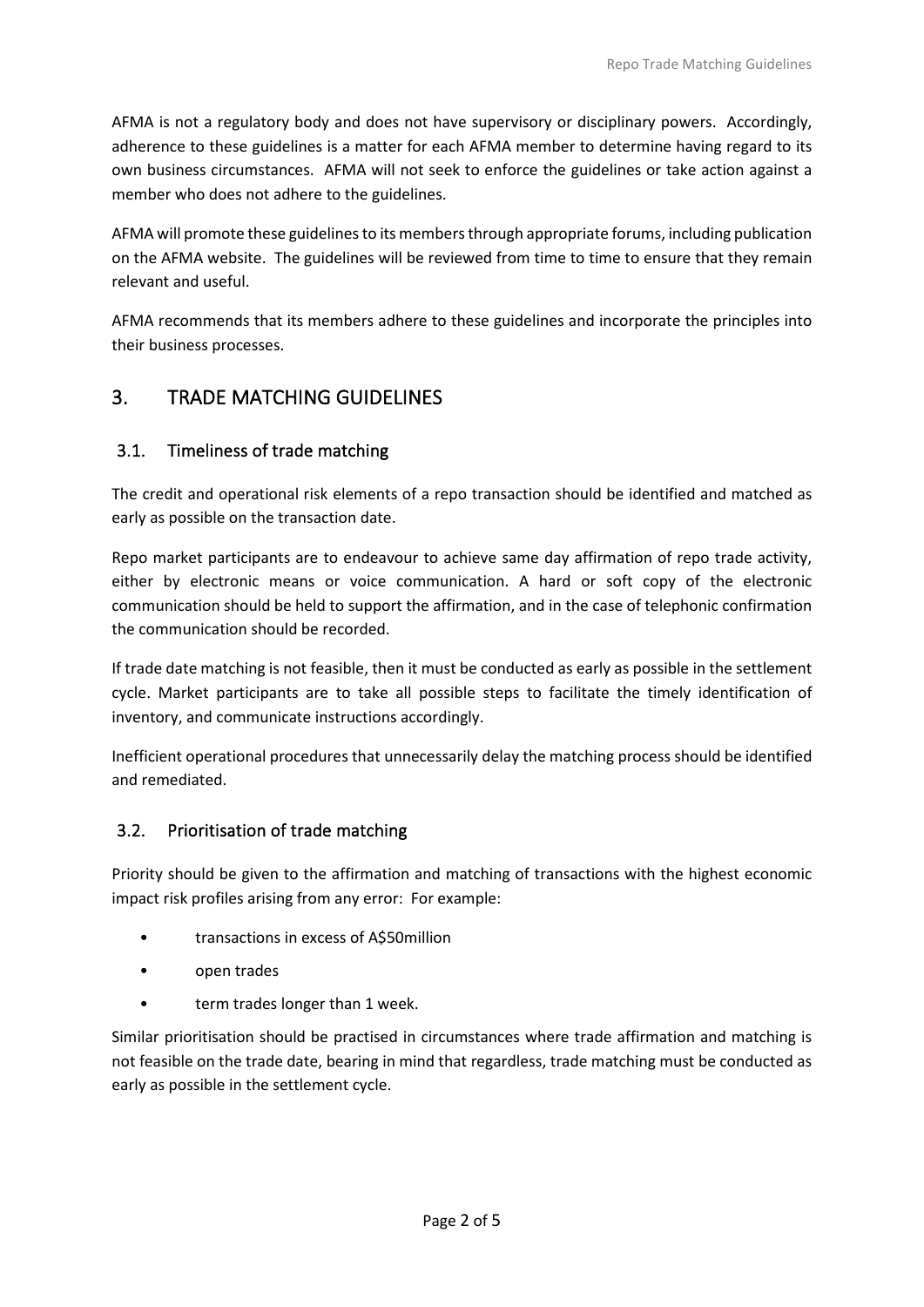AFMA is not a regulatory body and does not have supervisory or disciplinary powers. Accordingly, adherence to these guidelines is a matter for each AFMA member to determine having regard to its own business circumstances. AFMA will not seek to enforce the guidelines or take action against a member who does not adhere to the guidelines.

AFMA will promote these guidelines to its members through appropriate forums, including publication on the AFMA website. The guidelines will be reviewed from time to time to ensure that they remain relevant and useful.

AFMA recommends that its members adhere to these guidelines and incorporate the principles into their business processes.

## 3. TRADE MATCHING GUIDELINES

### 3.1. Timeliness of trade matching

The credit and operational risk elements of a repo transaction should be identified and matched as early as possible on the transaction date.

Repo market participants are to endeavour to achieve same day affirmation of repo trade activity, either by electronic means or voice communication. A hard or soft copy of the electronic communication should be held to support the affirmation, and in the case of telephonic confirmation the communication should be recorded.

If trade date matching is not feasible, then it must be conducted as early as possible in the settlement cycle. Market participants are to take all possible steps to facilitate the timely identification of inventory, and communicate instructions accordingly.

Inefficient operational procedures that unnecessarily delay the matching process should be identified and remediated.

### 3.2. Prioritisation of trade matching

Priority should be given to the affirmation and matching of transactions with the highest economic impact risk profiles arising from any error: For example:

- transactions in excess of A$50million
- open trades
- term trades longer than 1 week.

Similar prioritisation should be practised in circumstances where trade affirmation and matching is not feasible on the trade date, bearing in mind that regardless, trade matching must be conducted as early as possible in the settlement cycle.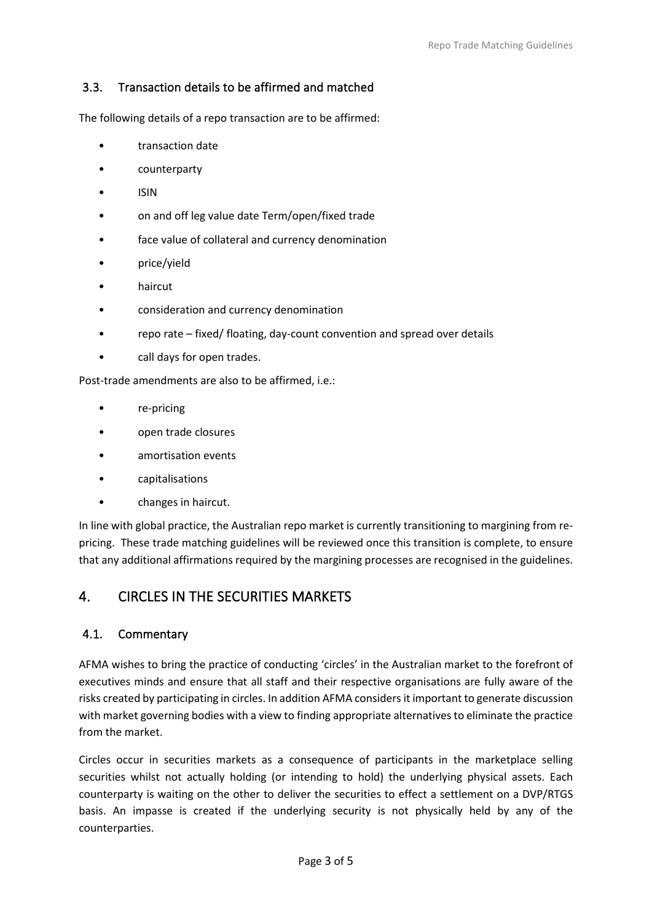### 3.3. Transaction details to be affirmed and matched

The following details of a repo transaction are to be affirmed:

- transaction date
- counterparty
- ISIN
- on and off leg value date Term/open/fixed trade
- face value of collateral and currency denomination
- price/yield
- haircut
- consideration and currency denomination
- repo rate – fixed/ floating, day-count convention and spread over details
- call days for open trades.

Post-trade amendments are also to be affirmed, i.e.:

- re-pricing
- open trade closures
- amortisation events
- capitalisations
- changes in haircut.

In line with global practice, the Australian repo market is currently transitioning to margining from re-pricing. These trade matching guidelines will be reviewed once this transition is complete, to ensure that any additional affirmations required by the margining processes are recognised in the guidelines.

## 4. CIRCLES IN THE SECURITIES MARKETS

### 4.1. Commentary

AFMA wishes to bring the practice of conducting 'circles' in the Australian market to the forefront of executives minds and ensure that all staff and their respective organisations are fully aware of the risks created by participating in circles. In addition AFMA considers it important to generate discussion with market governing bodies with a view to finding appropriate alternatives to eliminate the practice from the market.

Circles occur in securities markets as a consequence of participants in the marketplace selling securities whilst not actually holding (or intending to hold) the underlying physical assets. Each counterparty is waiting on the other to deliver the securities to effect a settlement on a DVP/RTGS basis. An impasse is created if the underlying security is not physically held by any of the counterparties.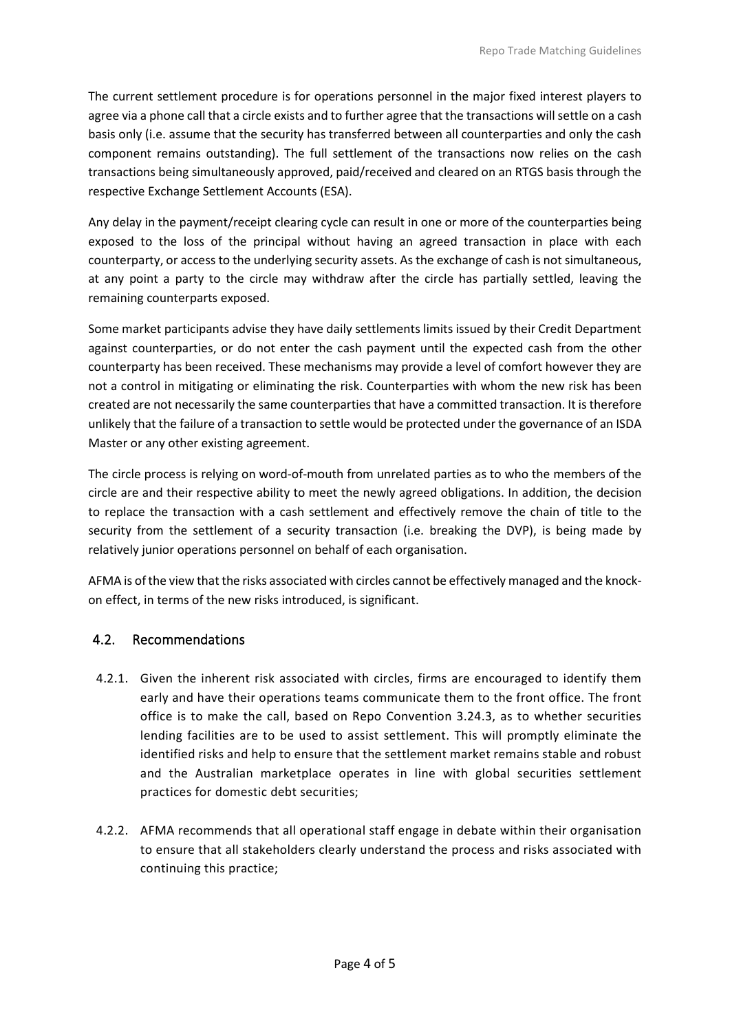The current settlement procedure is for operations personnel in the major fixed interest players to agree via a phone call that a circle exists and to further agree that the transactions will settle on a cash basis only (i.e. assume that the security has transferred between all counterparties and only the cash component remains outstanding). The full settlement of the transactions now relies on the cash transactions being simultaneously approved, paid/received and cleared on an RTGS basis through the respective Exchange Settlement Accounts (ESA).

Any delay in the payment/receipt clearing cycle can result in one or more of the counterparties being exposed to the loss of the principal without having an agreed transaction in place with each counterparty, or access to the underlying security assets. As the exchange of cash is not simultaneous, at any point a party to the circle may withdraw after the circle has partially settled, leaving the remaining counterparts exposed.

Some market participants advise they have daily settlements limits issued by their Credit Department against counterparties, or do not enter the cash payment until the expected cash from the other counterparty has been received. These mechanisms may provide a level of comfort however they are not a control in mitigating or eliminating the risk. Counterparties with whom the new risk has been created are not necessarily the same counterparties that have a committed transaction. It is therefore unlikely that the failure of a transaction to settle would be protected under the governance of an ISDA Master or any other existing agreement.

The circle process is relying on word-of-mouth from unrelated parties as to who the members of the circle are and their respective ability to meet the newly agreed obligations. In addition, the decision to replace the transaction with a cash settlement and effectively remove the chain of title to the security from the settlement of a security transaction (i.e. breaking the DVP), is being made by relatively junior operations personnel on behalf of each organisation.

AFMA is of the view that the risks associated with circles cannot be effectively managed and the knock-on effect, in terms of the new risks introduced, is significant.

## 4.2. Recommendations

4.2.1. Given the inherent risk associated with circles, firms are encouraged to identify them early and have their operations teams communicate them to the front office. The front office is to make the call, based on Repo Convention 3.24.3, as to whether securities lending facilities are to be used to assist settlement. This will promptly eliminate the identified risks and help to ensure that the settlement market remains stable and robust and the Australian marketplace operates in line with global securities settlement practices for domestic debt securities;

4.2.2. AFMA recommends that all operational staff engage in debate within their organisation to ensure that all stakeholders clearly understand the process and risks associated with continuing this practice;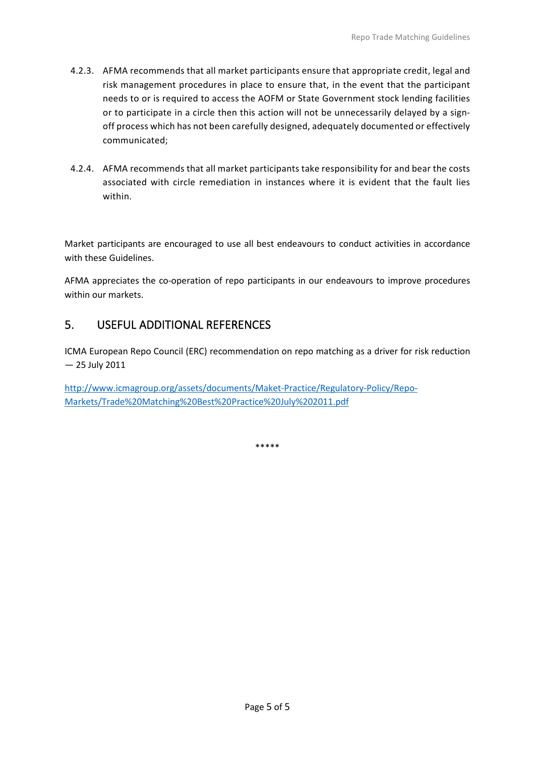4.2.3. AFMA recommends that all market participants ensure that appropriate credit, legal and risk management procedures in place to ensure that, in the event that the participant needs to or is required to access the AOFM or State Government stock lending facilities or to participate in a circle then this action will not be unnecessarily delayed by a sign-off process which has not been carefully designed, adequately documented or effectively communicated;

4.2.4. AFMA recommends that all market participants take responsibility for and bear the costs associated with circle remediation in instances where it is evident that the fault lies within.

Market participants are encouraged to use all best endeavours to conduct activities in accordance with these Guidelines.

AFMA appreciates the co-operation of repo participants in our endeavours to improve procedures within our markets.

## 5. USEFUL ADDITIONAL REFERENCES

ICMA European Repo Council (ERC) recommendation on repo matching as a driver for risk reduction — 25 July 2011

[http://www.icmagroup.org/assets/documents/Maket-Practice/Regulatory-Policy/Repo-Markets/Trade%20Matching%20Best%20Practice%20July%202011.pdf](http://www.icmagroup.org/assets/documents/Maket-Practice/Regulatory-Policy/Repo-Markets/Trade%20Matching%20Best%20Practice%20July%202011.pdf)

*****